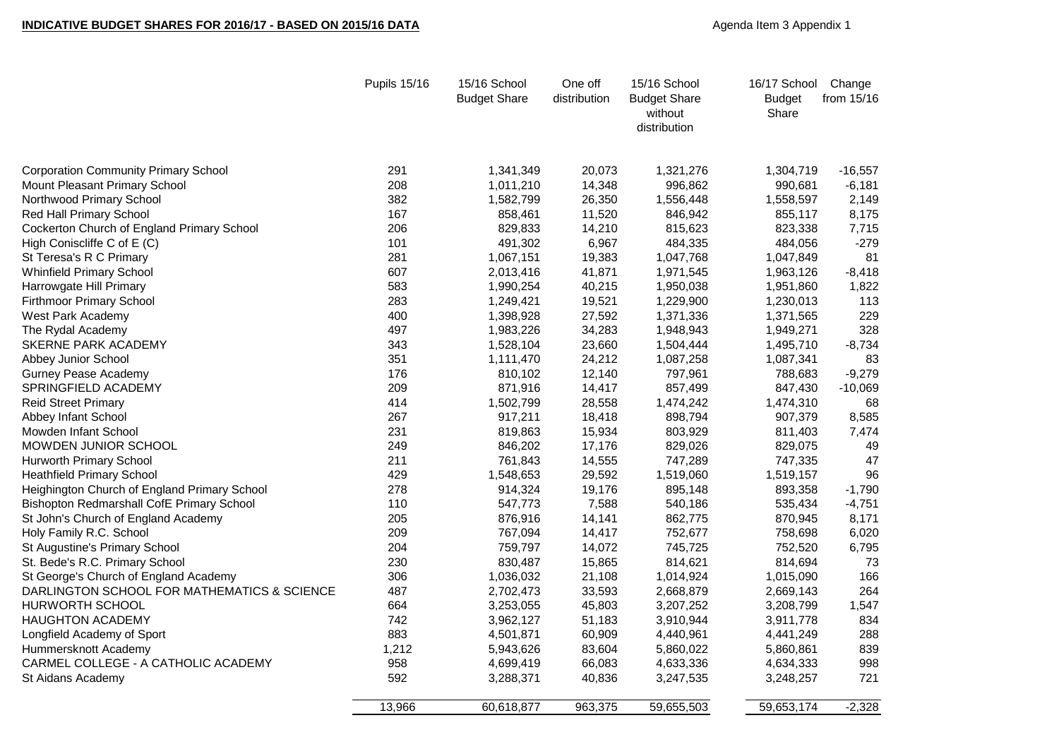**INDICATIVE BUDGET SHARES FOR 2016/17 - BASED ON 2015/16 DATA**

Agenda Item 3 Appendix 1

| | Pupils 15/16 | 15/16 School Budget Share | One off distribution | 15/16 School Budget Share without distribution | 16/17 School Budget Share | Change from 15/16 |
|---|---|---|---|---|---|---|
| Corporation Community Primary School | 291 | 1,341,349 | 20,073 | 1,321,276 | 1,304,719 | -16,557 |
| Mount Pleasant Primary School | 208 | 1,011,210 | 14,348 | 996,862 | 990,681 | -6,181 |
| Northwood Primary School | 382 | 1,582,799 | 26,350 | 1,556,448 | 1,558,597 | 2,149 |
| Red Hall Primary School | 167 | 858,461 | 11,520 | 846,942 | 855,117 | 8,175 |
| Cockerton Church of England Primary School | 206 | 829,833 | 14,210 | 815,623 | 823,338 | 7,715 |
| High Coniscliffe C of E (C) | 101 | 491,302 | 6,967 | 484,335 | 484,056 | -279 |
| St Teresa's R C Primary | 281 | 1,067,151 | 19,383 | 1,047,768 | 1,047,849 | 81 |
| Whinfield Primary School | 607 | 2,013,416 | 41,871 | 1,971,545 | 1,963,126 | -8,418 |
| Harrowgate Hill Primary | 583 | 1,990,254 | 40,215 | 1,950,038 | 1,951,860 | 1,822 |
| Firthmoor Primary School | 283 | 1,249,421 | 19,521 | 1,229,900 | 1,230,013 | 113 |
| West Park Academy | 400 | 1,398,928 | 27,592 | 1,371,336 | 1,371,565 | 229 |
| The Rydal Academy | 497 | 1,983,226 | 34,283 | 1,948,943 | 1,949,271 | 328 |
| SKERNE PARK ACADEMY | 343 | 1,528,104 | 23,660 | 1,504,444 | 1,495,710 | -8,734 |
| Abbey Junior School | 351 | 1,111,470 | 24,212 | 1,087,258 | 1,087,341 | 83 |
| Gurney Pease Academy | 176 | 810,102 | 12,140 | 797,961 | 788,683 | -9,279 |
| SPRINGFIELD ACADEMY | 209 | 871,916 | 14,417 | 857,499 | 847,430 | -10,069 |
| Reid Street Primary | 414 | 1,502,799 | 28,558 | 1,474,242 | 1,474,310 | 68 |
| Abbey Infant School | 267 | 917,211 | 18,418 | 898,794 | 907,379 | 8,585 |
| Mowden Infant School | 231 | 819,863 | 15,934 | 803,929 | 811,403 | 7,474 |
| MOWDEN JUNIOR SCHOOL | 249 | 846,202 | 17,176 | 829,026 | 829,075 | 49 |
| Hurworth Primary School | 211 | 761,843 | 14,555 | 747,289 | 747,335 | 47 |
| Heathfield Primary School | 429 | 1,548,653 | 29,592 | 1,519,060 | 1,519,157 | 96 |
| Heighington Church of England Primary School | 278 | 914,324 | 19,176 | 895,148 | 893,358 | -1,790 |
| Bishopton Redmarshall CofE Primary School | 110 | 547,773 | 7,588 | 540,186 | 535,434 | -4,751 |
| St John's Church of England Academy | 205 | 876,916 | 14,141 | 862,775 | 870,945 | 8,171 |
| Holy Family R.C. School | 209 | 767,094 | 14,417 | 752,677 | 758,698 | 6,020 |
| St Augustine's Primary School | 204 | 759,797 | 14,072 | 745,725 | 752,520 | 6,795 |
| St. Bede's R.C. Primary School | 230 | 830,487 | 15,865 | 814,621 | 814,694 | 73 |
| St George's Church of England Academy | 306 | 1,036,032 | 21,108 | 1,014,924 | 1,015,090 | 166 |
| DARLINGTON SCHOOL FOR MATHEMATICS & SCIENCE | 487 | 2,702,473 | 33,593 | 2,668,879 | 2,669,143 | 264 |
| HURWORTH SCHOOL | 664 | 3,253,055 | 45,803 | 3,207,252 | 3,208,799 | 1,547 |
| HAUGHTON ACADEMY | 742 | 3,962,127 | 51,183 | 3,910,944 | 3,911,778 | 834 |
| Longfield Academy of Sport | 883 | 4,501,871 | 60,909 | 4,440,961 | 4,441,249 | 288 |
| Hummersknott Academy | 1,212 | 5,943,626 | 83,604 | 5,860,022 | 5,860,861 | 839 |
| CARMEL COLLEGE - A CATHOLIC ACADEMY | 958 | 4,699,419 | 66,083 | 4,633,336 | 4,634,333 | 998 |
| St Aidans Academy | 592 | 3,288,371 | 40,836 | 3,247,535 | 3,248,257 | 721 |
| | 13,966 | 60,618,877 | 963,375 | 59,655,503 | 59,653,174 | -2,328 |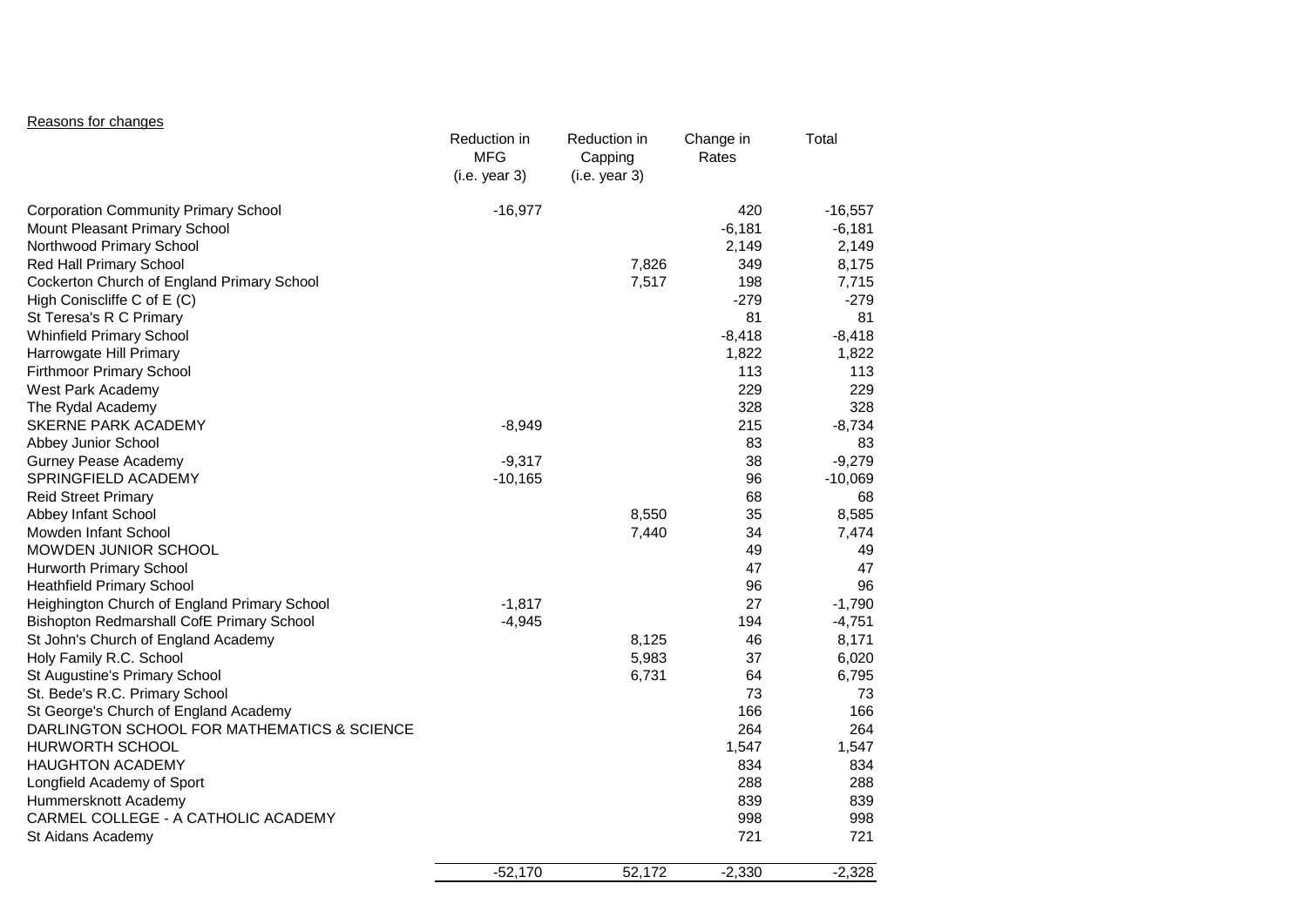Reasons for changes

| | Reduction in MFG (i.e. year 3) | Reduction in Capping (i.e. year 3) | Change in Rates | Total |
|---|---|---|---|---|
| Corporation Community Primary School | -16,977 | | 420 | -16,557 |
| Mount Pleasant Primary School | | | -6,181 | -6,181 |
| Northwood Primary School | | | 2,149 | 2,149 |
| Red Hall Primary School | | 7,826 | 349 | 8,175 |
| Cockerton Church of England Primary School | | 7,517 | 198 | 7,715 |
| High Coniscliffe C of E (C) | | | -279 | -279 |
| St Teresa's R C Primary | | | 81 | 81 |
| Whinfield Primary School | | | -8,418 | -8,418 |
| Harrowgate Hill Primary | | | 1,822 | 1,822 |
| Firthmoor Primary School | | | 113 | 113 |
| West Park Academy | | | 229 | 229 |
| The Rydal Academy | | | 328 | 328 |
| SKERNE PARK ACADEMY | -8,949 | | 215 | -8,734 |
| Abbey Junior School | | | 83 | 83 |
| Gurney Pease Academy | -9,317 | | 38 | -9,279 |
| SPRINGFIELD ACADEMY | -10,165 | | 96 | -10,069 |
| Reid Street Primary | | | 68 | 68 |
| Abbey Infant School | | 8,550 | 35 | 8,585 |
| Mowden Infant School | | 7,440 | 34 | 7,474 |
| MOWDEN JUNIOR SCHOOL | | | 49 | 49 |
| Hurworth Primary School | | | 47 | 47 |
| Heathfield Primary School | | | 96 | 96 |
| Heighington Church of England Primary School | -1,817 | | 27 | -1,790 |
| Bishopton Redmarshall CofE Primary School | -4,945 | | 194 | -4,751 |
| St John's Church of England Academy | | 8,125 | 46 | 8,171 |
| Holy Family R.C. School | | 5,983 | 37 | 6,020 |
| St Augustine's Primary School | | 6,731 | 64 | 6,795 |
| St. Bede's R.C. Primary School | | | 73 | 73 |
| St George's Church of England Academy | | | 166 | 166 |
| DARLINGTON SCHOOL FOR MATHEMATICS & SCIENCE | | | 264 | 264 |
| HURWORTH SCHOOL | | | 1,547 | 1,547 |
| HAUGHTON ACADEMY | | | 834 | 834 |
| Longfield Academy of Sport | | | 288 | 288 |
| Hummersknott Academy | | | 839 | 839 |
| CARMEL COLLEGE - A CATHOLIC ACADEMY | | | 998 | 998 |
| St Aidans Academy | | | 721 | 721 |
| | -52,170 | 52,172 | -2,330 | -2,328 |